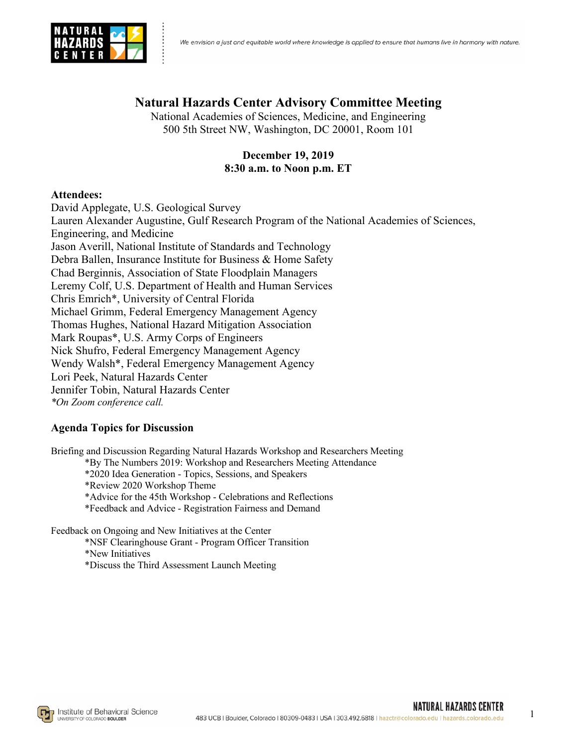# Natural Hazards Center Advisory Committee Meeting

National Academies of Sciences, Medicine, and Engineering
500 5th Street NW, Washington, DC 20001, Room 101

**December 19, 2019**
**8:30 a.m. to Noon p.m. ET**

**Attendees:**

David Applegate, U.S. Geological Survey
Lauren Alexander Augustine, Gulf Research Program of the National Academies of Sciences, Engineering, and Medicine
Jason Averill, National Institute of Standards and Technology
Debra Ballen, Insurance Institute for Business & Home Safety
Chad Berginnis, Association of State Floodplain Managers
Leremy Colf, U.S. Department of Health and Human Services
Chris Emrich*, University of Central Florida
Michael Grimm, Federal Emergency Management Agency
Thomas Hughes, National Hazard Mitigation Association
Mark Roupas*, U.S. Army Corps of Engineers
Nick Shufro, Federal Emergency Management Agency
Wendy Walsh*, Federal Emergency Management Agency
Lori Peek, Natural Hazards Center
Jennifer Tobin, Natural Hazards Center
*\*On Zoom conference call.*

## Agenda Topics for Discussion

Briefing and Discussion Regarding Natural Hazards Workshop and Researchers Meeting

- *By The Numbers 2019: Workshop and Researchers Meeting Attendance
- *2020 Idea Generation - Topics, Sessions, and Speakers
- *Review 2020 Workshop Theme
- *Advice for the 45th Workshop - Celebrations and Reflections
- *Feedback and Advice - Registration Fairness and Demand

Feedback on Ongoing and New Initiatives at the Center

- *NSF Clearinghouse Grant - Program Officer Transition
- *New Initiatives
- *Discuss the Third Assessment Launch Meeting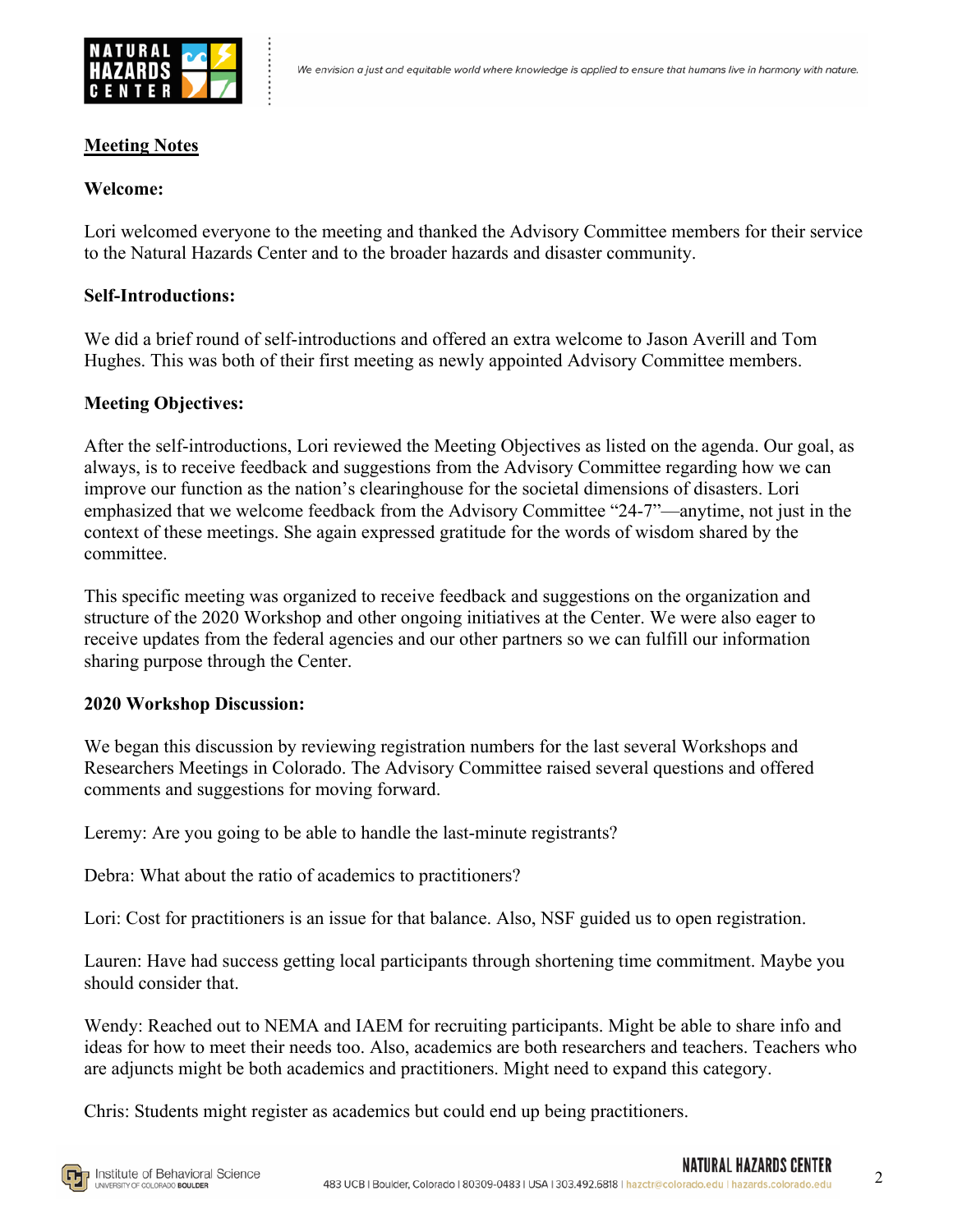**Meeting Notes**

**Welcome:**

Lori welcomed everyone to the meeting and thanked the Advisory Committee members for their service to the Natural Hazards Center and to the broader hazards and disaster community.

**Self-Introductions:**

We did a brief round of self-introductions and offered an extra welcome to Jason Averill and Tom Hughes. This was both of their first meeting as newly appointed Advisory Committee members.

**Meeting Objectives:**

After the self-introductions, Lori reviewed the Meeting Objectives as listed on the agenda. Our goal, as always, is to receive feedback and suggestions from the Advisory Committee regarding how we can improve our function as the nation's clearinghouse for the societal dimensions of disasters. Lori emphasized that we welcome feedback from the Advisory Committee "24-7"—anytime, not just in the context of these meetings. She again expressed gratitude for the words of wisdom shared by the committee.

This specific meeting was organized to receive feedback and suggestions on the organization and structure of the 2020 Workshop and other ongoing initiatives at the Center. We were also eager to receive updates from the federal agencies and our other partners so we can fulfill our information sharing purpose through the Center.

**2020 Workshop Discussion:**

We began this discussion by reviewing registration numbers for the last several Workshops and Researchers Meetings in Colorado. The Advisory Committee raised several questions and offered comments and suggestions for moving forward.

Leremy: Are you going to be able to handle the last-minute registrants?

Debra: What about the ratio of academics to practitioners?

Lori: Cost for practitioners is an issue for that balance. Also, NSF guided us to open registration.

Lauren: Have had success getting local participants through shortening time commitment. Maybe you should consider that.

Wendy: Reached out to NEMA and IAEM for recruiting participants. Might be able to share info and ideas for how to meet their needs too. Also, academics are both researchers and teachers. Teachers who are adjuncts might be both academics and practitioners. Might need to expand this category.

Chris: Students might register as academics but could end up being practitioners.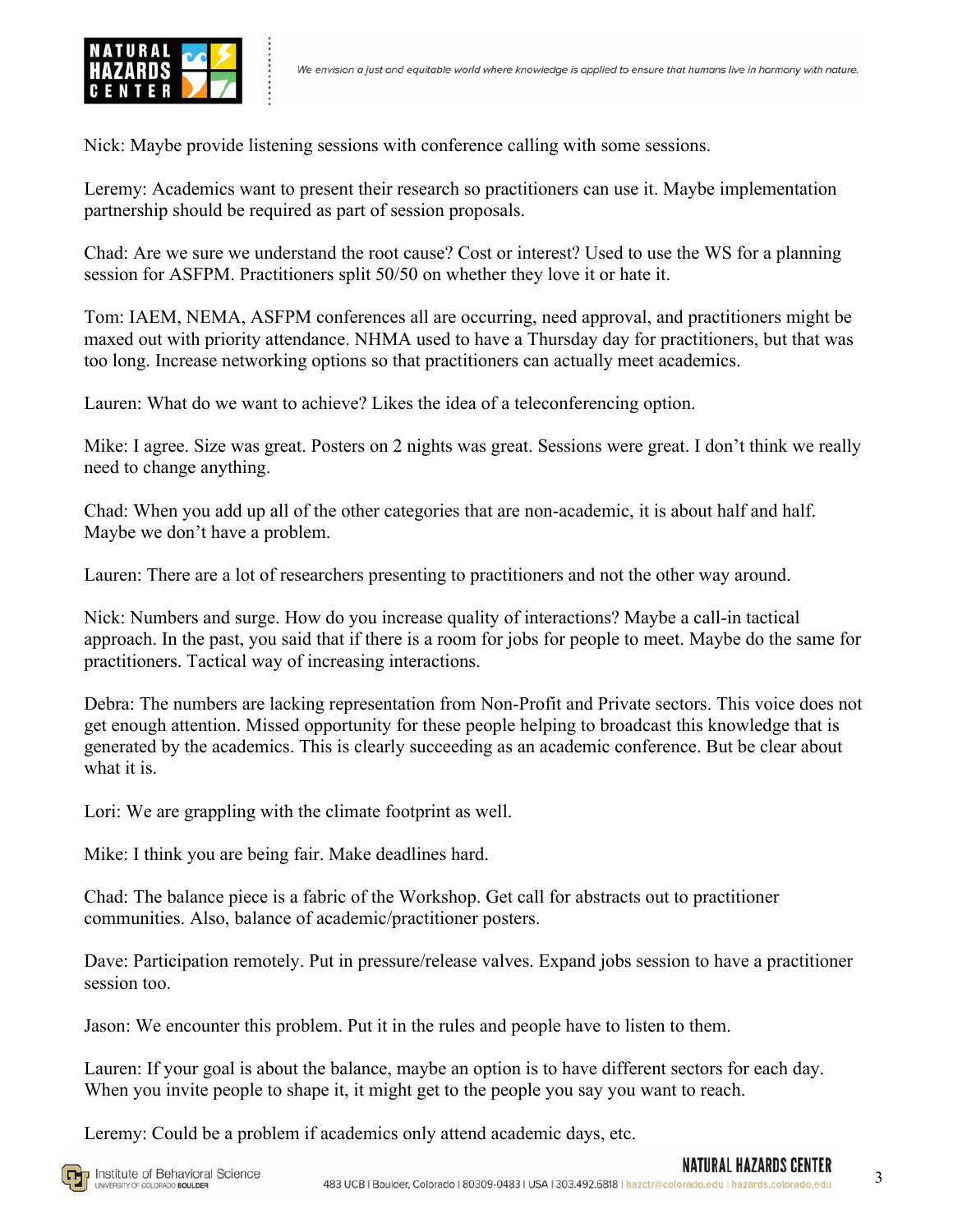Nick: Maybe provide listening sessions with conference calling with some sessions.

Leremy: Academics want to present their research so practitioners can use it. Maybe implementation partnership should be required as part of session proposals.

Chad: Are we sure we understand the root cause? Cost or interest? Used to use the WS for a planning session for ASFPM. Practitioners split 50/50 on whether they love it or hate it.

Tom: IAEM, NEMA, ASFPM conferences all are occurring, need approval, and practitioners might be maxed out with priority attendance. NHMA used to have a Thursday day for practitioners, but that was too long. Increase networking options so that practitioners can actually meet academics.

Lauren: What do we want to achieve? Likes the idea of a teleconferencing option.

Mike: I agree. Size was great. Posters on 2 nights was great. Sessions were great. I don't think we really need to change anything.

Chad: When you add up all of the other categories that are non-academic, it is about half and half. Maybe we don't have a problem.

Lauren: There are a lot of researchers presenting to practitioners and not the other way around.

Nick: Numbers and surge. How do you increase quality of interactions? Maybe a call-in tactical approach. In the past, you said that if there is a room for jobs for people to meet. Maybe do the same for practitioners. Tactical way of increasing interactions.

Debra: The numbers are lacking representation from Non-Profit and Private sectors. This voice does not get enough attention. Missed opportunity for these people helping to broadcast this knowledge that is generated by the academics. This is clearly succeeding as an academic conference. But be clear about what it is.

Lori: We are grappling with the climate footprint as well.

Mike: I think you are being fair. Make deadlines hard.

Chad: The balance piece is a fabric of the Workshop. Get call for abstracts out to practitioner communities. Also, balance of academic/practitioner posters.

Dave: Participation remotely. Put in pressure/release valves. Expand jobs session to have a practitioner session too.

Jason: We encounter this problem. Put it in the rules and people have to listen to them.

Lauren: If your goal is about the balance, maybe an option is to have different sectors for each day. When you invite people to shape it, it might get to the people you say you want to reach.

Leremy: Could be a problem if academics only attend academic days, etc.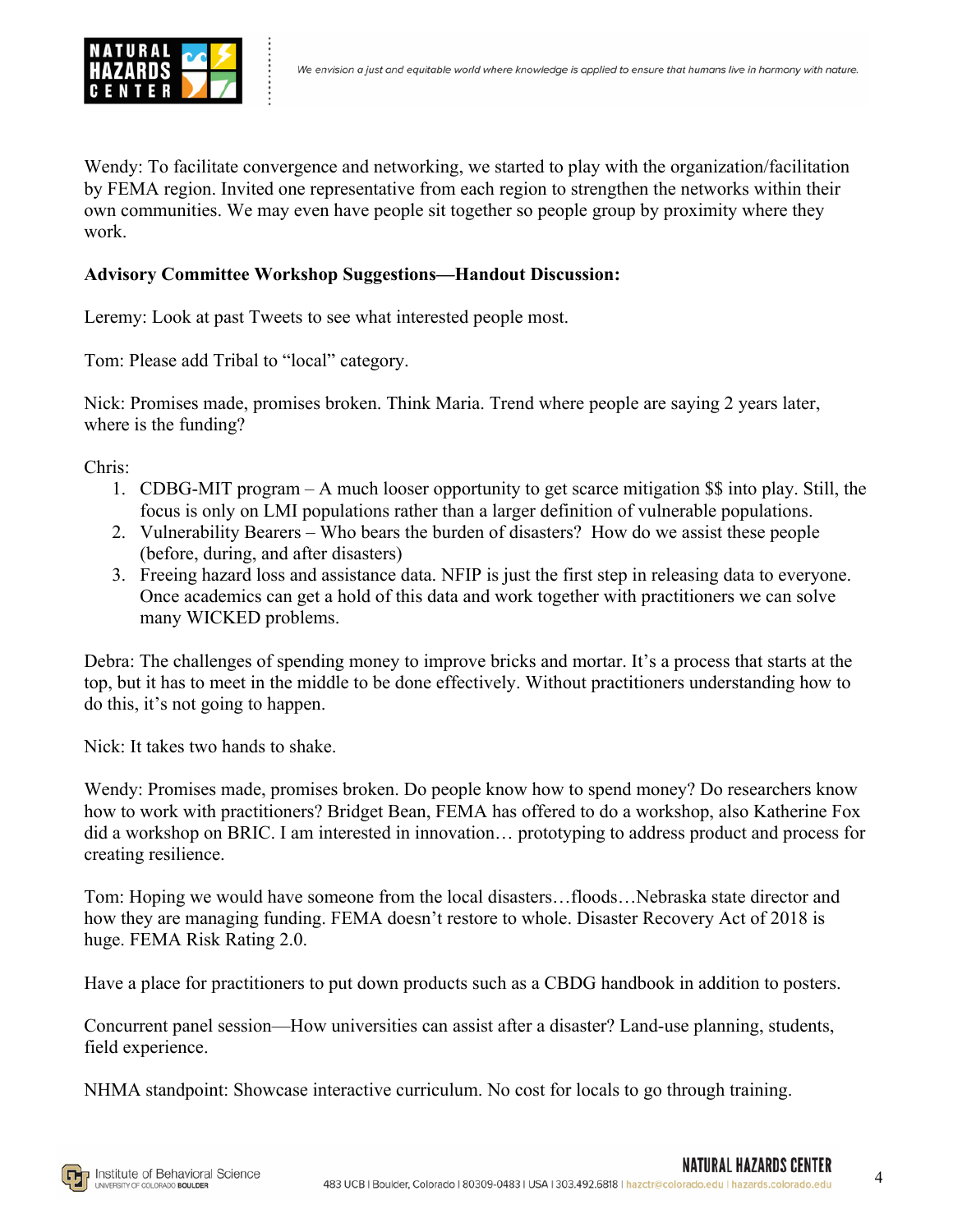Wendy: To facilitate convergence and networking, we started to play with the organization/facilitation by FEMA region. Invited one representative from each region to strengthen the networks within their own communities. We may even have people sit together so people group by proximity where they work.

**Advisory Committee Workshop Suggestions—Handout Discussion:**

Leremy: Look at past Tweets to see what interested people most.

Tom: Please add Tribal to "local" category.

Nick: Promises made, promises broken. Think Maria. Trend where people are saying 2 years later, where is the funding?

Chris:

1. CDBG-MIT program – A much looser opportunity to get scarce mitigation $$ into play. Still, the focus is only on LMI populations rather than a larger definition of vulnerable populations.
2. Vulnerability Bearers – Who bears the burden of disasters? How do we assist these people (before, during, and after disasters)
3. Freeing hazard loss and assistance data. NFIP is just the first step in releasing data to everyone. Once academics can get a hold of this data and work together with practitioners we can solve many WICKED problems.

Debra: The challenges of spending money to improve bricks and mortar. It's a process that starts at the top, but it has to meet in the middle to be done effectively. Without practitioners understanding how to do this, it's not going to happen.

Nick: It takes two hands to shake.

Wendy: Promises made, promises broken. Do people know how to spend money? Do researchers know how to work with practitioners? Bridget Bean, FEMA has offered to do a workshop, also Katherine Fox did a workshop on BRIC. I am interested in innovation… prototyping to address product and process for creating resilience.

Tom: Hoping we would have someone from the local disasters…floods…Nebraska state director and how they are managing funding. FEMA doesn't restore to whole. Disaster Recovery Act of 2018 is huge. FEMA Risk Rating 2.0.

Have a place for practitioners to put down products such as a CBDG handbook in addition to posters.

Concurrent panel session—How universities can assist after a disaster? Land-use planning, students, field experience.

NHMA standpoint: Showcase interactive curriculum. No cost for locals to go through training.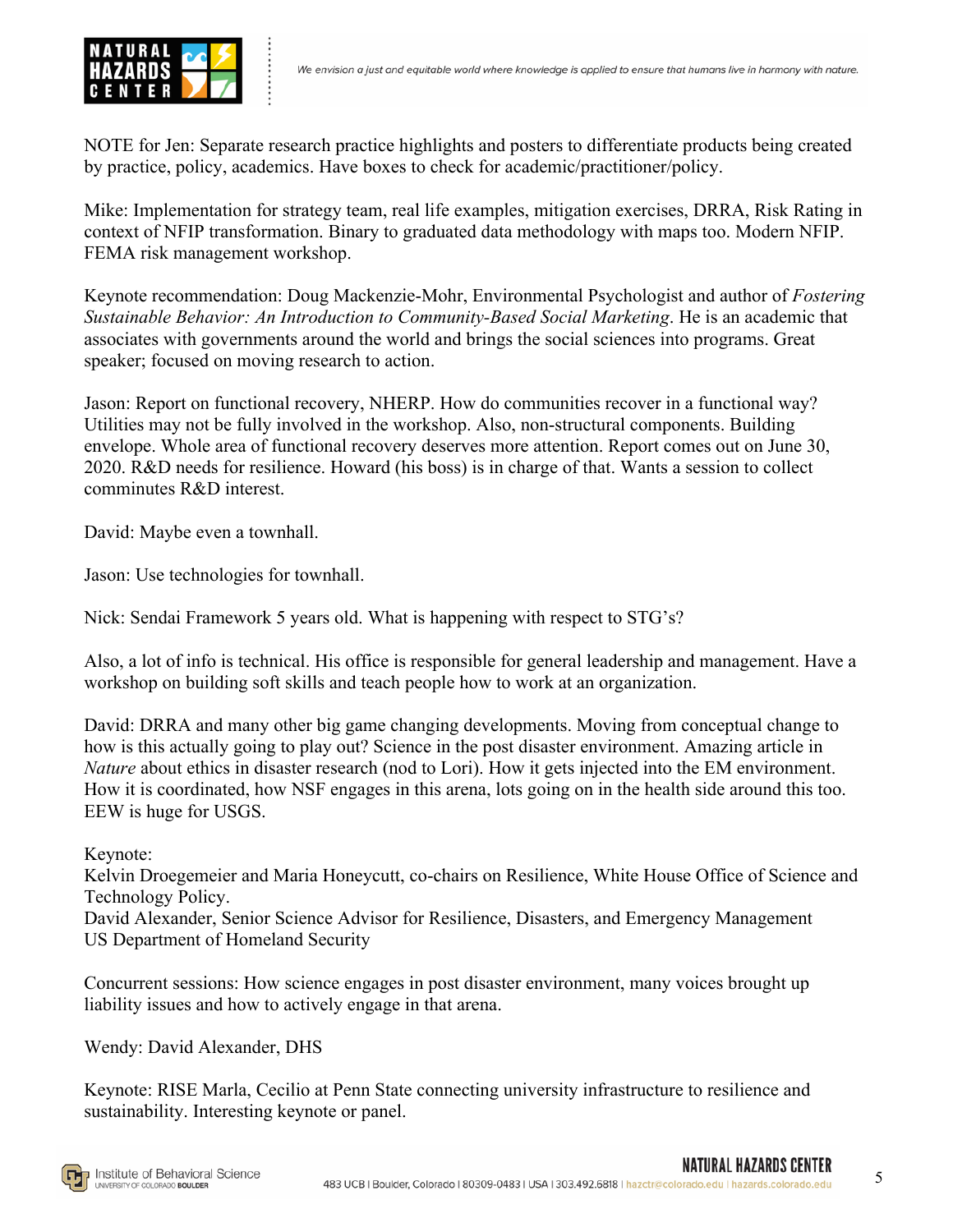NOTE for Jen: Separate research practice highlights and posters to differentiate products being created by practice, policy, academics. Have boxes to check for academic/practitioner/policy.

Mike: Implementation for strategy team, real life examples, mitigation exercises, DRRA, Risk Rating in context of NFIP transformation. Binary to graduated data methodology with maps too. Modern NFIP. FEMA risk management workshop.

Keynote recommendation: Doug Mackenzie-Mohr, Environmental Psychologist and author of *Fostering Sustainable Behavior: An Introduction to Community-Based Social Marketing*. He is an academic that associates with governments around the world and brings the social sciences into programs. Great speaker; focused on moving research to action.

Jason: Report on functional recovery, NHERP. How do communities recover in a functional way? Utilities may not be fully involved in the workshop. Also, non-structural components. Building envelope. Whole area of functional recovery deserves more attention. Report comes out on June 30, 2020. R&D needs for resilience. Howard (his boss) is in charge of that. Wants a session to collect comminutes R&D interest.

David: Maybe even a townhall.

Jason: Use technologies for townhall.

Nick: Sendai Framework 5 years old. What is happening with respect to STG's?

Also, a lot of info is technical. His office is responsible for general leadership and management. Have a workshop on building soft skills and teach people how to work at an organization.

David: DRRA and many other big game changing developments. Moving from conceptual change to how is this actually going to play out? Science in the post disaster environment. Amazing article in *Nature* about ethics in disaster research (nod to Lori). How it gets injected into the EM environment. How it is coordinated, how NSF engages in this arena, lots going on in the health side around this too. EEW is huge for USGS.

Keynote:
Kelvin Droegemeier and Maria Honeycutt, co-chairs on Resilience, White House Office of Science and Technology Policy.
David Alexander, Senior Science Advisor for Resilience, Disasters, and Emergency Management US Department of Homeland Security

Concurrent sessions: How science engages in post disaster environment, many voices brought up liability issues and how to actively engage in that arena.

Wendy: David Alexander, DHS

Keynote: RISE Marla, Cecilio at Penn State connecting university infrastructure to resilience and sustainability. Interesting keynote or panel.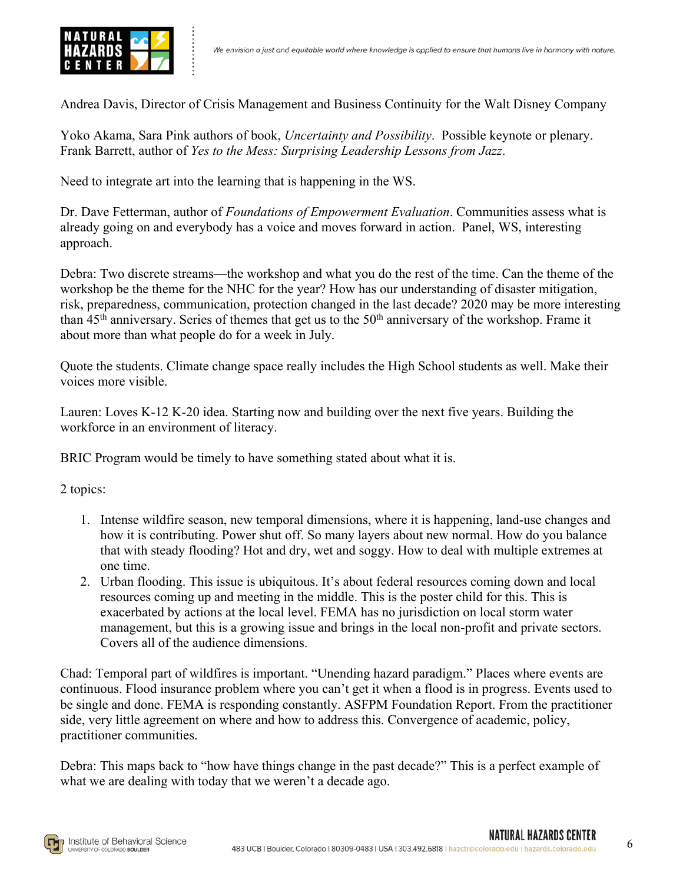Andrea Davis, Director of Crisis Management and Business Continuity for the Walt Disney Company

Yoko Akama, Sara Pink authors of book, *Uncertainty and Possibility*. Possible keynote or plenary. Frank Barrett, author of *Yes to the Mess: Surprising Leadership Lessons from Jazz*.

Need to integrate art into the learning that is happening in the WS.

Dr. Dave Fetterman, author of *Foundations of Empowerment Evaluation*. Communities assess what is already going on and everybody has a voice and moves forward in action. Panel, WS, interesting approach.

Debra: Two discrete streams—the workshop and what you do the rest of the time. Can the theme of the workshop be the theme for the NHC for the year? How has our understanding of disaster mitigation, risk, preparedness, communication, protection changed in the last decade? 2020 may be more interesting than 45th anniversary. Series of themes that get us to the 50th anniversary of the workshop. Frame it about more than what people do for a week in July.

Quote the students. Climate change space really includes the High School students as well. Make their voices more visible.

Lauren: Loves K-12 K-20 idea. Starting now and building over the next five years. Building the workforce in an environment of literacy.

BRIC Program would be timely to have something stated about what it is.

2 topics:

1. Intense wildfire season, new temporal dimensions, where it is happening, land-use changes and how it is contributing. Power shut off. So many layers about new normal. How do you balance that with steady flooding? Hot and dry, wet and soggy. How to deal with multiple extremes at one time.
2. Urban flooding. This issue is ubiquitous. It's about federal resources coming down and local resources coming up and meeting in the middle. This is the poster child for this. This is exacerbated by actions at the local level. FEMA has no jurisdiction on local storm water management, but this is a growing issue and brings in the local non-profit and private sectors. Covers all of the audience dimensions.

Chad: Temporal part of wildfires is important. "Unending hazard paradigm." Places where events are continuous. Flood insurance problem where you can't get it when a flood is in progress. Events used to be single and done. FEMA is responding constantly. ASFPM Foundation Report. From the practitioner side, very little agreement on where and how to address this. Convergence of academic, policy, practitioner communities.

Debra: This maps back to "how have things change in the past decade?" This is a perfect example of what we are dealing with today that we weren't a decade ago.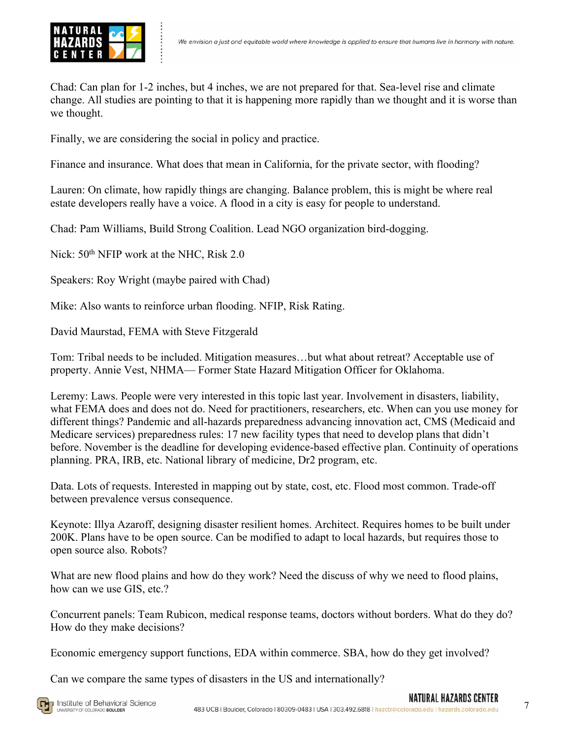Chad: Can plan for 1-2 inches, but 4 inches, we are not prepared for that. Sea-level rise and climate change. All studies are pointing to that it is happening more rapidly than we thought and it is worse than we thought.

Finally, we are considering the social in policy and practice.

Finance and insurance. What does that mean in California, for the private sector, with flooding?

Lauren: On climate, how rapidly things are changing. Balance problem, this is might be where real estate developers really have a voice. A flood in a city is easy for people to understand.

Chad: Pam Williams, Build Strong Coalition. Lead NGO organization bird-dogging.

Nick: 50th NFIP work at the NHC, Risk 2.0

Speakers: Roy Wright (maybe paired with Chad)

Mike: Also wants to reinforce urban flooding. NFIP, Risk Rating.

David Maurstad, FEMA with Steve Fitzgerald

Tom: Tribal needs to be included. Mitigation measures…but what about retreat? Acceptable use of property. Annie Vest, NHMA— Former State Hazard Mitigation Officer for Oklahoma.

Leremy: Laws. People were very interested in this topic last year. Involvement in disasters, liability, what FEMA does and does not do. Need for practitioners, researchers, etc. When can you use money for different things? Pandemic and all-hazards preparedness advancing innovation act, CMS (Medicaid and Medicare services) preparedness rules: 17 new facility types that need to develop plans that didn't before. November is the deadline for developing evidence-based effective plan. Continuity of operations planning. PRA, IRB, etc. National library of medicine, Dr2 program, etc.

Data. Lots of requests. Interested in mapping out by state, cost, etc. Flood most common. Trade-off between prevalence versus consequence.

Keynote: Illya Azaroff, designing disaster resilient homes. Architect. Requires homes to be built under 200K. Plans have to be open source. Can be modified to adapt to local hazards, but requires those to open source also. Robots?

What are new flood plains and how do they work? Need the discuss of why we need to flood plains, how can we use GIS, etc.?

Concurrent panels: Team Rubicon, medical response teams, doctors without borders. What do they do? How do they make decisions?

Economic emergency support functions, EDA within commerce. SBA, how do they get involved?

Can we compare the same types of disasters in the US and internationally?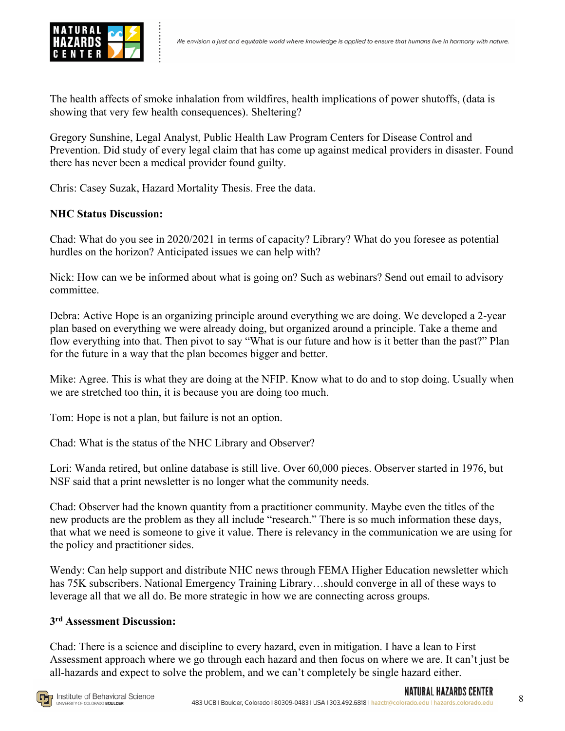The health affects of smoke inhalation from wildfires, health implications of power shutoffs, (data is showing that very few health consequences). Sheltering?

Gregory Sunshine, Legal Analyst, Public Health Law Program Centers for Disease Control and Prevention. Did study of every legal claim that has come up against medical providers in disaster. Found there has never been a medical provider found guilty.

Chris: Casey Suzak, Hazard Mortality Thesis. Free the data.

**NHC Status Discussion:**

Chad: What do you see in 2020/2021 in terms of capacity? Library? What do you foresee as potential hurdles on the horizon? Anticipated issues we can help with?

Nick: How can we be informed about what is going on? Such as webinars? Send out email to advisory committee.

Debra: Active Hope is an organizing principle around everything we are doing. We developed a 2-year plan based on everything we were already doing, but organized around a principle. Take a theme and flow everything into that. Then pivot to say "What is our future and how is it better than the past?" Plan for the future in a way that the plan becomes bigger and better.

Mike: Agree. This is what they are doing at the NFIP. Know what to do and to stop doing. Usually when we are stretched too thin, it is because you are doing too much.

Tom: Hope is not a plan, but failure is not an option.

Chad: What is the status of the NHC Library and Observer?

Lori: Wanda retired, but online database is still live. Over 60,000 pieces. Observer started in 1976, but NSF said that a print newsletter is no longer what the community needs.

Chad: Observer had the known quantity from a practitioner community. Maybe even the titles of the new products are the problem as they all include "research." There is so much information these days, that what we need is someone to give it value. There is relevancy in the communication we are using for the policy and practitioner sides.

Wendy: Can help support and distribute NHC news through FEMA Higher Education newsletter which has 75K subscribers. National Emergency Training Library…should converge in all of these ways to leverage all that we all do. Be more strategic in how we are connecting across groups.

**3rd Assessment Discussion:**

Chad: There is a science and discipline to every hazard, even in mitigation. I have a lean to First Assessment approach where we go through each hazard and then focus on where we are. It can't just be all-hazards and expect to solve the problem, and we can't completely be single hazard either.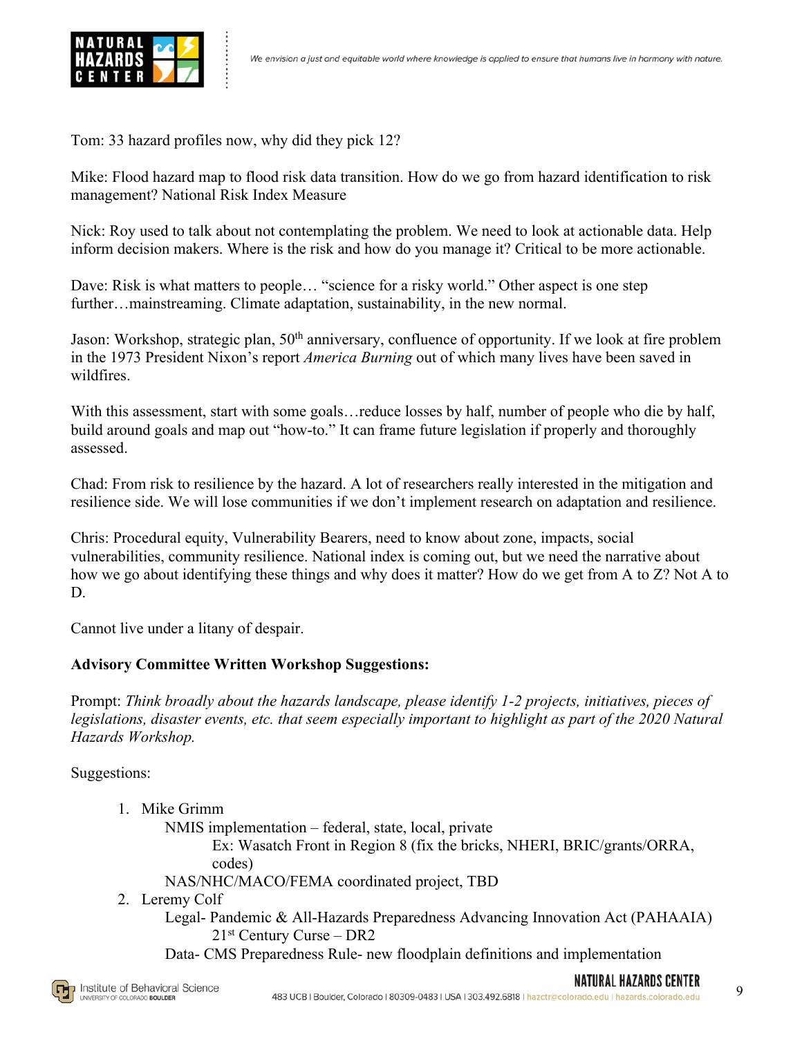Tom: 33 hazard profiles now, why did they pick 12?

Mike: Flood hazard map to flood risk data transition. How do we go from hazard identification to risk management? National Risk Index Measure

Nick: Roy used to talk about not contemplating the problem. We need to look at actionable data. Help inform decision makers. Where is the risk and how do you manage it? Critical to be more actionable.

Dave: Risk is what matters to people… "science for a risky world." Other aspect is one step further…mainstreaming. Climate adaptation, sustainability, in the new normal.

Jason: Workshop, strategic plan, 50th anniversary, confluence of opportunity. If we look at fire problem in the 1973 President Nixon's report *America Burning* out of which many lives have been saved in wildfires.

With this assessment, start with some goals…reduce losses by half, number of people who die by half, build around goals and map out "how-to." It can frame future legislation if properly and thoroughly assessed.

Chad: From risk to resilience by the hazard. A lot of researchers really interested in the mitigation and resilience side. We will lose communities if we don't implement research on adaptation and resilience.

Chris: Procedural equity, Vulnerability Bearers, need to know about zone, impacts, social vulnerabilities, community resilience. National index is coming out, but we need the narrative about how we go about identifying these things and why does it matter? How do we get from A to Z? Not A to D.

Cannot live under a litany of despair.

**Advisory Committee Written Workshop Suggestions:**

Prompt: *Think broadly about the hazards landscape, please identify 1-2 projects, initiatives, pieces of legislations, disaster events, etc. that seem especially important to highlight as part of the 2020 Natural Hazards Workshop.*

Suggestions:

1. Mike Grimm
    - NMIS implementation – federal, state, local, private
        - Ex: Wasatch Front in Region 8 (fix the bricks, NHERI, BRIC/grants/ORRA, codes)
    - NAS/NHC/MACO/FEMA coordinated project, TBD
2. Leremy Colf
    - Legal- Pandemic & All-Hazards Preparedness Advancing Innovation Act (PAHAAIA)
        - 21st Century Curse – DR2
    - Data- CMS Preparedness Rule- new floodplain definitions and implementation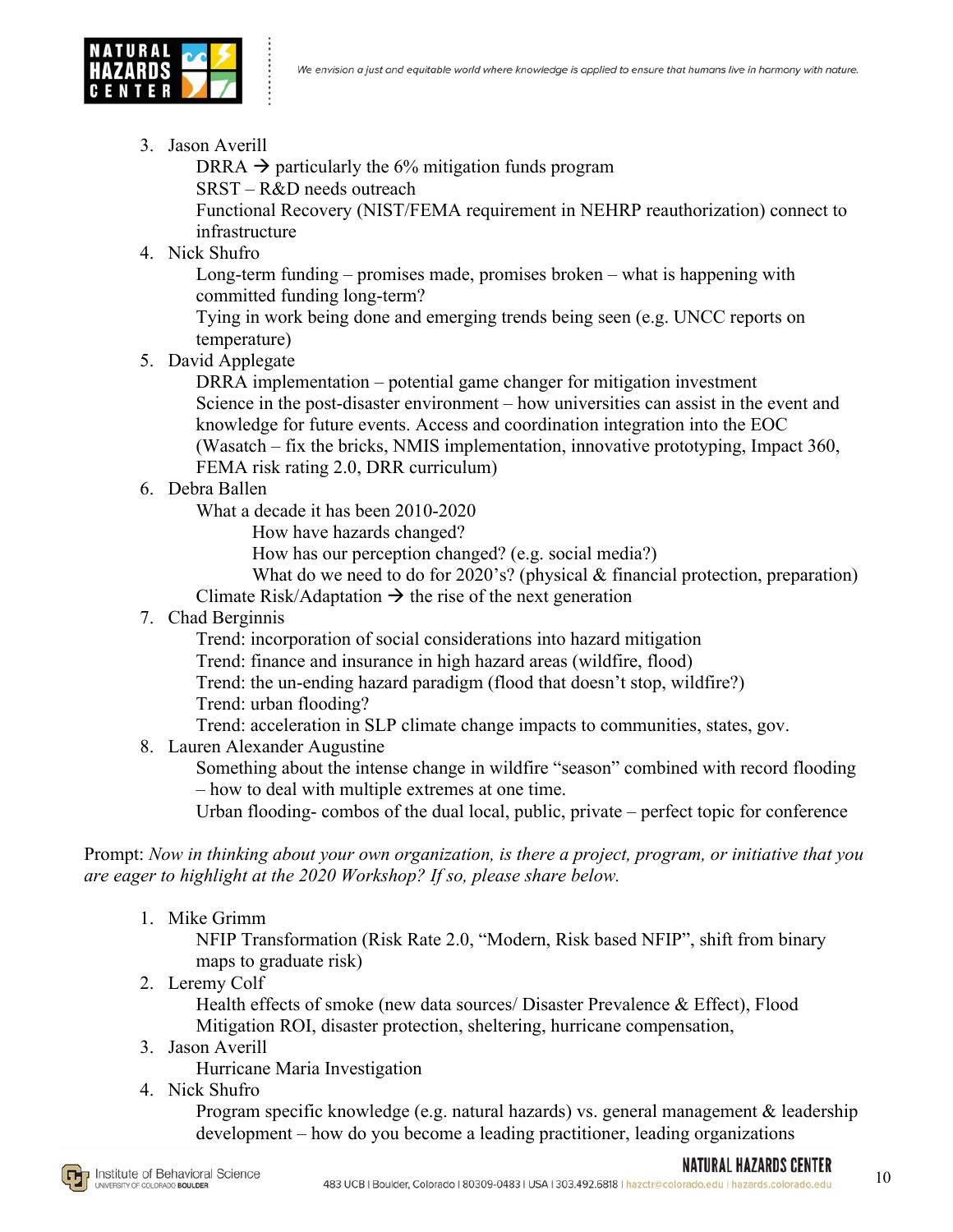3. Jason Averill
    - DRRA → particularly the 6% mitigation funds program
    - SRST – R&D needs outreach
    - Functional Recovery (NIST/FEMA requirement in NEHRP reauthorization) connect to infrastructure
4. Nick Shufro
    - Long-term funding – promises made, promises broken – what is happening with committed funding long-term?
    - Tying in work being done and emerging trends being seen (e.g. UNCC reports on temperature)
5. David Applegate
    - DRRA implementation – potential game changer for mitigation investment
    - Science in the post-disaster environment – how universities can assist in the event and knowledge for future events. Access and coordination integration into the EOC (Wasatch – fix the bricks, NMIS implementation, innovative prototyping, Impact 360, FEMA risk rating 2.0, DRR curriculum)
6. Debra Ballen
    - What a decade it has been 2010-2020
        - How have hazards changed?
        - How has our perception changed? (e.g. social media?)
        - What do we need to do for 2020's? (physical & financial protection, preparation)
    - Climate Risk/Adaptation → the rise of the next generation
7. Chad Berginnis
    - Trend: incorporation of social considerations into hazard mitigation
    - Trend: finance and insurance in high hazard areas (wildfire, flood)
    - Trend: the un-ending hazard paradigm (flood that doesn't stop, wildfire?)
    - Trend: urban flooding?
    - Trend: acceleration in SLP climate change impacts to communities, states, gov.
8. Lauren Alexander Augustine
    - Something about the intense change in wildfire "season" combined with record flooding – how to deal with multiple extremes at one time.
    - Urban flooding- combos of the dual local, public, private – perfect topic for conference

Prompt: *Now in thinking about your own organization, is there a project, program, or initiative that you are eager to highlight at the 2020 Workshop? If so, please share below.*

1. Mike Grimm
    - NFIP Transformation (Risk Rate 2.0, "Modern, Risk based NFIP", shift from binary maps to graduate risk)
2. Leremy Colf
    - Health effects of smoke (new data sources/ Disaster Prevalence & Effect), Flood Mitigation ROI, disaster protection, sheltering, hurricane compensation,
3. Jason Averill
    - Hurricane Maria Investigation
4. Nick Shufro
    - Program specific knowledge (e.g. natural hazards) vs. general management & leadership development – how do you become a leading practitioner, leading organizations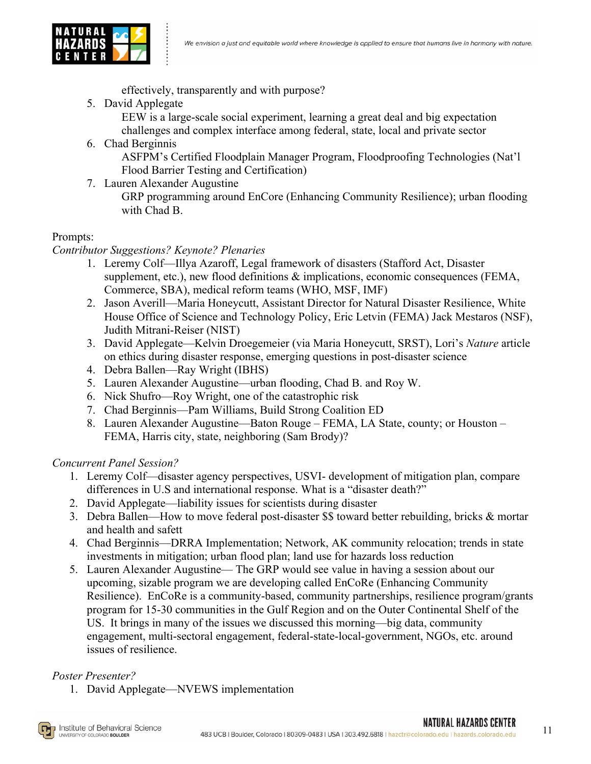effectively, transparently and with purpose?

5. David Applegate
   EEW is a large-scale social experiment, learning a great deal and big expectation challenges and complex interface among federal, state, local and private sector
6. Chad Berginnis
   ASFPM's Certified Floodplain Manager Program, Floodproofing Technologies (Nat'l Flood Barrier Testing and Certification)
7. Lauren Alexander Augustine
   GRP programming around EnCore (Enhancing Community Resilience); urban flooding with Chad B.

Prompts:

*Contributor Suggestions? Keynote? Plenaries*

1. Leremy Colf—Illya Azaroff, Legal framework of disasters (Stafford Act, Disaster supplement, etc.), new flood definitions & implications, economic consequences (FEMA, Commerce, SBA), medical reform teams (WHO, MSF, IMF)
2. Jason Averill—Maria Honeycutt, Assistant Director for Natural Disaster Resilience, White House Office of Science and Technology Policy, Eric Letvin (FEMA) Jack Mestaros (NSF), Judith Mitrani-Reiser (NIST)
3. David Applegate—Kelvin Droegemeier (via Maria Honeycutt, SRST), Lori's *Nature* article on ethics during disaster response, emerging questions in post-disaster science
4. Debra Ballen—Ray Wright (IBHS)
5. Lauren Alexander Augustine—urban flooding, Chad B. and Roy W.
6. Nick Shufro—Roy Wright, one of the catastrophic risk
7. Chad Berginnis—Pam Williams, Build Strong Coalition ED
8. Lauren Alexander Augustine—Baton Rouge – FEMA, LA State, county; or Houston – FEMA, Harris city, state, neighboring (Sam Brody)?

*Concurrent Panel Session?*

1. Leremy Colf—disaster agency perspectives, USVI- development of mitigation plan, compare differences in U.S and international response. What is a "disaster death?"
2. David Applegate—liability issues for scientists during disaster
3. Debra Ballen—How to move federal post-disaster $$ toward better rebuilding, bricks & mortar and health and safett
4. Chad Berginnis—DRRA Implementation; Network, AK community relocation; trends in state investments in mitigation; urban flood plan; land use for hazards loss reduction
5. Lauren Alexander Augustine— The GRP would see value in having a session about our upcoming, sizable program we are developing called EnCoRe (Enhancing Community Resilience). EnCoRe is a community-based, community partnerships, resilience program/grants program for 15-30 communities in the Gulf Region and on the Outer Continental Shelf of the US. It brings in many of the issues we discussed this morning—big data, community engagement, multi-sectoral engagement, federal-state-local-government, NGOs, etc. around issues of resilience.

*Poster Presenter?*

1. David Applegate—NVEWS implementation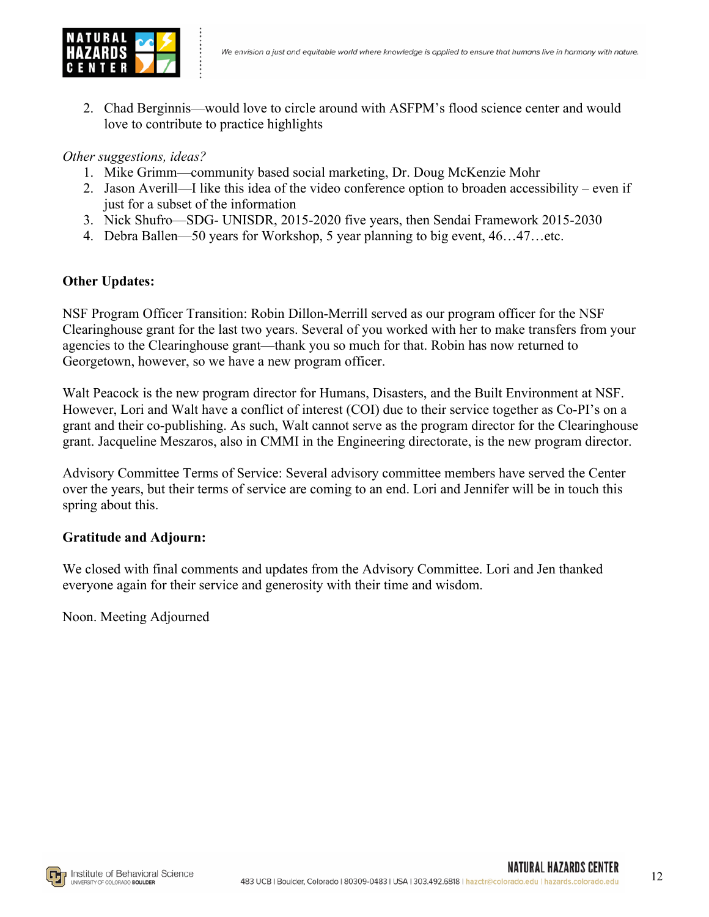2. Chad Berginnis—would love to circle around with ASFPM's flood science center and would love to contribute to practice highlights

*Other suggestions, ideas?*

1. Mike Grimm—community based social marketing, Dr. Doug McKenzie Mohr
2. Jason Averill—I like this idea of the video conference option to broaden accessibility – even if just for a subset of the information
3. Nick Shufro—SDG- UNISDR, 2015-2020 five years, then Sendai Framework 2015-2030
4. Debra Ballen—50 years for Workshop, 5 year planning to big event, 46…47…etc.

**Other Updates:**

NSF Program Officer Transition: Robin Dillon-Merrill served as our program officer for the NSF Clearinghouse grant for the last two years. Several of you worked with her to make transfers from your agencies to the Clearinghouse grant—thank you so much for that. Robin has now returned to Georgetown, however, so we have a new program officer.

Walt Peacock is the new program director for Humans, Disasters, and the Built Environment at NSF. However, Lori and Walt have a conflict of interest (COI) due to their service together as Co-PI's on a grant and their co-publishing. As such, Walt cannot serve as the program director for the Clearinghouse grant. Jacqueline Meszaros, also in CMMI in the Engineering directorate, is the new program director.

Advisory Committee Terms of Service: Several advisory committee members have served the Center over the years, but their terms of service are coming to an end. Lori and Jennifer will be in touch this spring about this.

**Gratitude and Adjourn:**

We closed with final comments and updates from the Advisory Committee. Lori and Jen thanked everyone again for their service and generosity with their time and wisdom.

Noon. Meeting Adjourned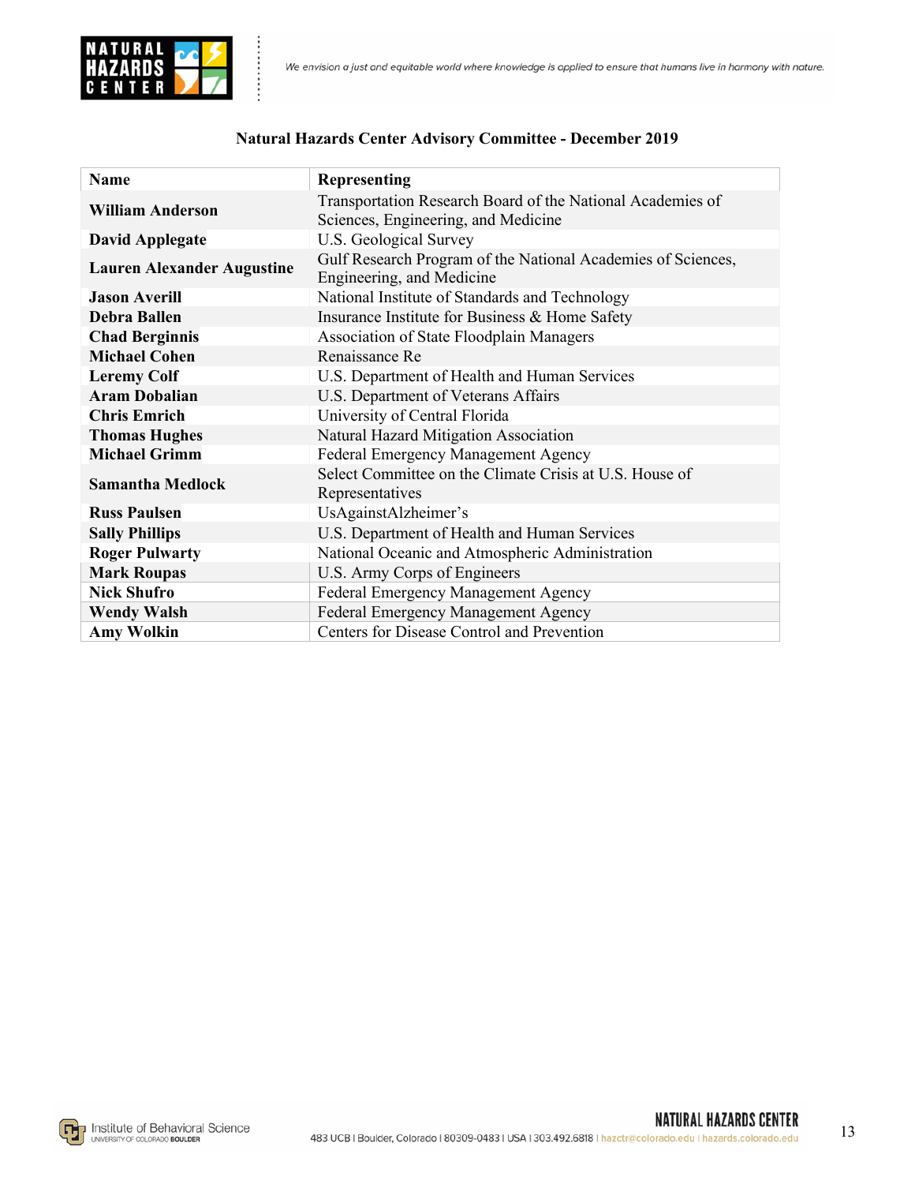**Natural Hazards Center Advisory Committee - December 2019**

| Name | Representing |
|---|---|
| **William Anderson** | Transportation Research Board of the National Academies of Sciences, Engineering, and Medicine |
| **David Applegate** | U.S. Geological Survey |
| **Lauren Alexander Augustine** | Gulf Research Program of the National Academies of Sciences, Engineering, and Medicine |
| **Jason Averill** | National Institute of Standards and Technology |
| **Debra Ballen** | Insurance Institute for Business & Home Safety |
| **Chad Berginnis** | Association of State Floodplain Managers |
| **Michael Cohen** | Renaissance Re |
| **Leremy Colf** | U.S. Department of Health and Human Services |
| **Aram Dobalian** | U.S. Department of Veterans Affairs |
| **Chris Emrich** | University of Central Florida |
| **Thomas Hughes** | Natural Hazard Mitigation Association |
| **Michael Grimm** | Federal Emergency Management Agency |
| **Samantha Medlock** | Select Committee on the Climate Crisis at U.S. House of Representatives |
| **Russ Paulsen** | UsAgainstAlzheimer's |
| **Sally Phillips** | U.S. Department of Health and Human Services |
| **Roger Pulwarty** | National Oceanic and Atmospheric Administration |
| **Mark Roupas** | U.S. Army Corps of Engineers |
| **Nick Shufro** | Federal Emergency Management Agency |
| **Wendy Walsh** | Federal Emergency Management Agency |
| **Amy Wolkin** | Centers for Disease Control and Prevention |